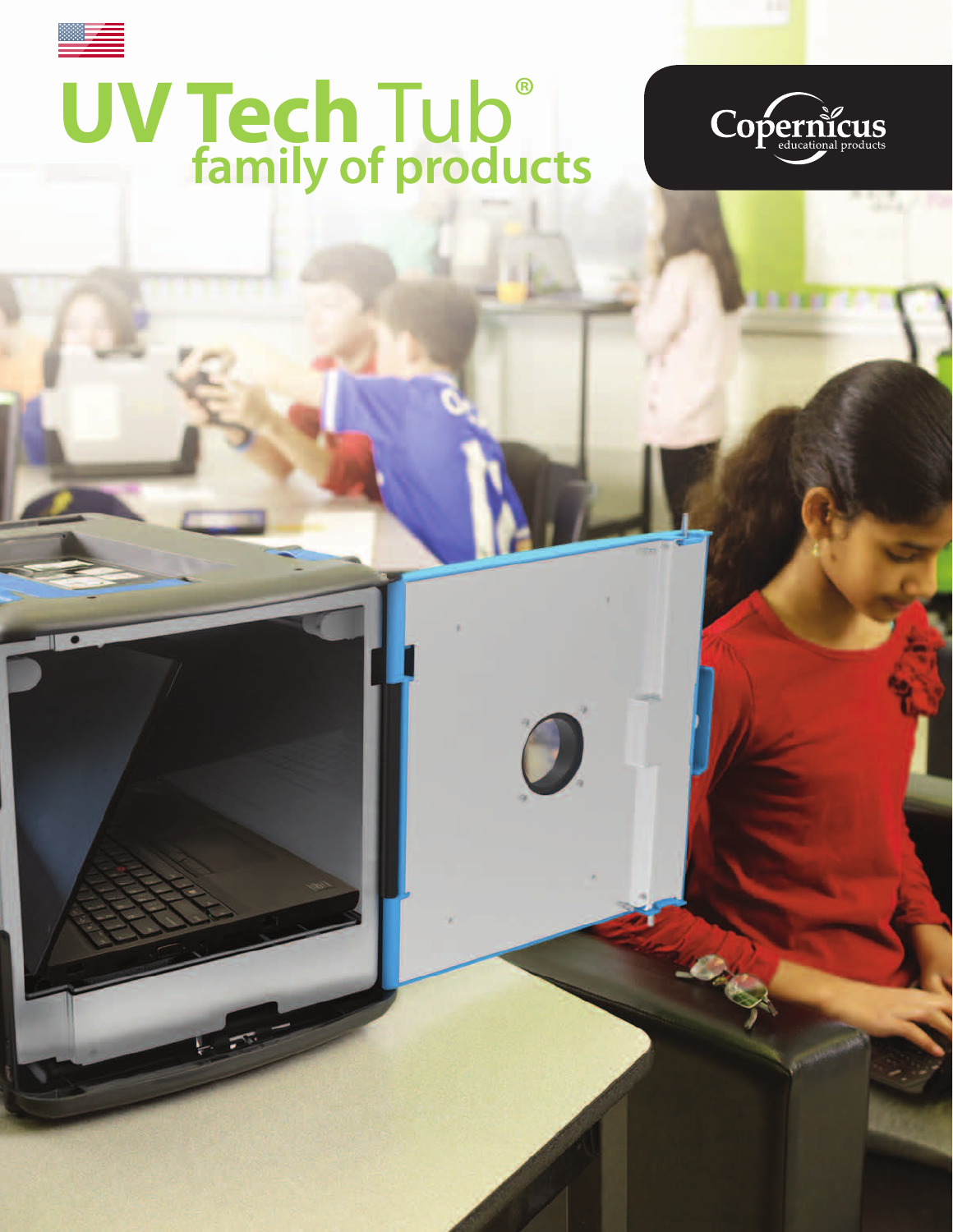# UV Tech Tub®
## family of products

Copernicus
educational products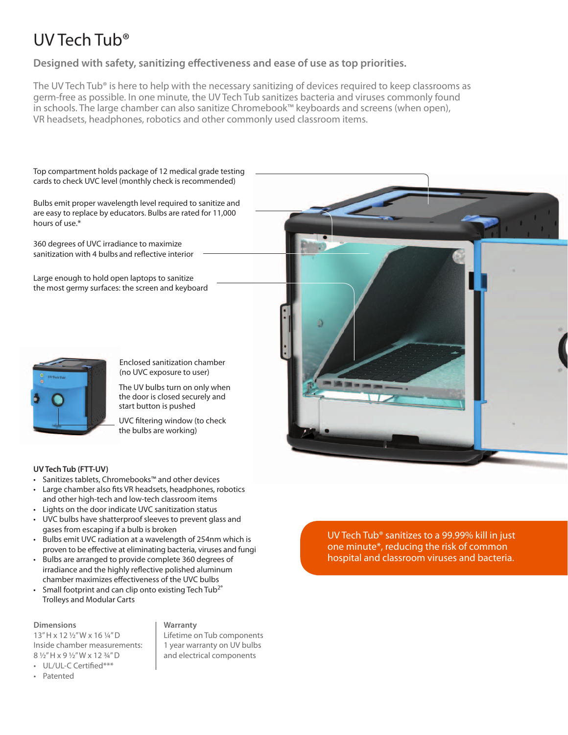# UV Tech Tub®

## Designed with safety, sanitizing effectiveness and ease of use as top priorities.

The UV Tech Tub® is here to help with the necessary sanitizing of devices required to keep classrooms as germ-free as possible. In one minute, the UV Tech Tub sanitizes bacteria and viruses commonly found in schools. The large chamber can also sanitize Chromebook™ keyboards and screens (when open), VR headsets, headphones, robotics and other commonly used classroom items.

Top compartment holds package of 12 medical grade testing cards to check UVC level (monthly check is recommended)

Bulbs emit proper wavelength level required to sanitize and are easy to replace by educators. Bulbs are rated for 11,000 hours of use.*

360 degrees of UVC irradiance to maximize sanitization with 4 bulbs and reflective interior

Large enough to hold open laptops to sanitize the most germy surfaces: the screen and keyboard

Enclosed sanitization chamber (no UVC exposure to user)

The UV bulbs turn on only when the door is closed securely and start button is pushed

UVC filtering window (to check the bulbs are working)

### UV Tech Tub (FTT-UV)

- Sanitizes tablets, Chromebooks™ and other devices
- Large chamber also fits VR headsets, headphones, robotics and other high-tech and low-tech classroom items
- Lights on the door indicate UVC sanitization status
- UVC bulbs have shatterproof sleeves to prevent glass and gases from escaping if a bulb is broken
- Bulbs emit UVC radiation at a wavelength of 254nm which is proven to be effective at eliminating bacteria, viruses and fungi
- Bulbs are arranged to provide complete 360 degrees of irradiance and the highly reflective polished aluminum chamber maximizes effectiveness of the UVC bulbs
- Small footprint and can clip onto existing Tech Tub2® Trolleys and Modular Carts

UV Tech Tub® sanitizes to a 99.99% kill in just one minute*, reducing the risk of common hospital and classroom viruses and bacteria.

**Dimensions**

13" H x 12 ½" W x 16 ¼" D

Inside chamber measurements:
8 ½" H x 9 ½" W x 12 ¾" D

- UL/UL-C Certified***
- Patented

**Warranty**

Lifetime on Tub components

1 year warranty on UV bulbs and electrical components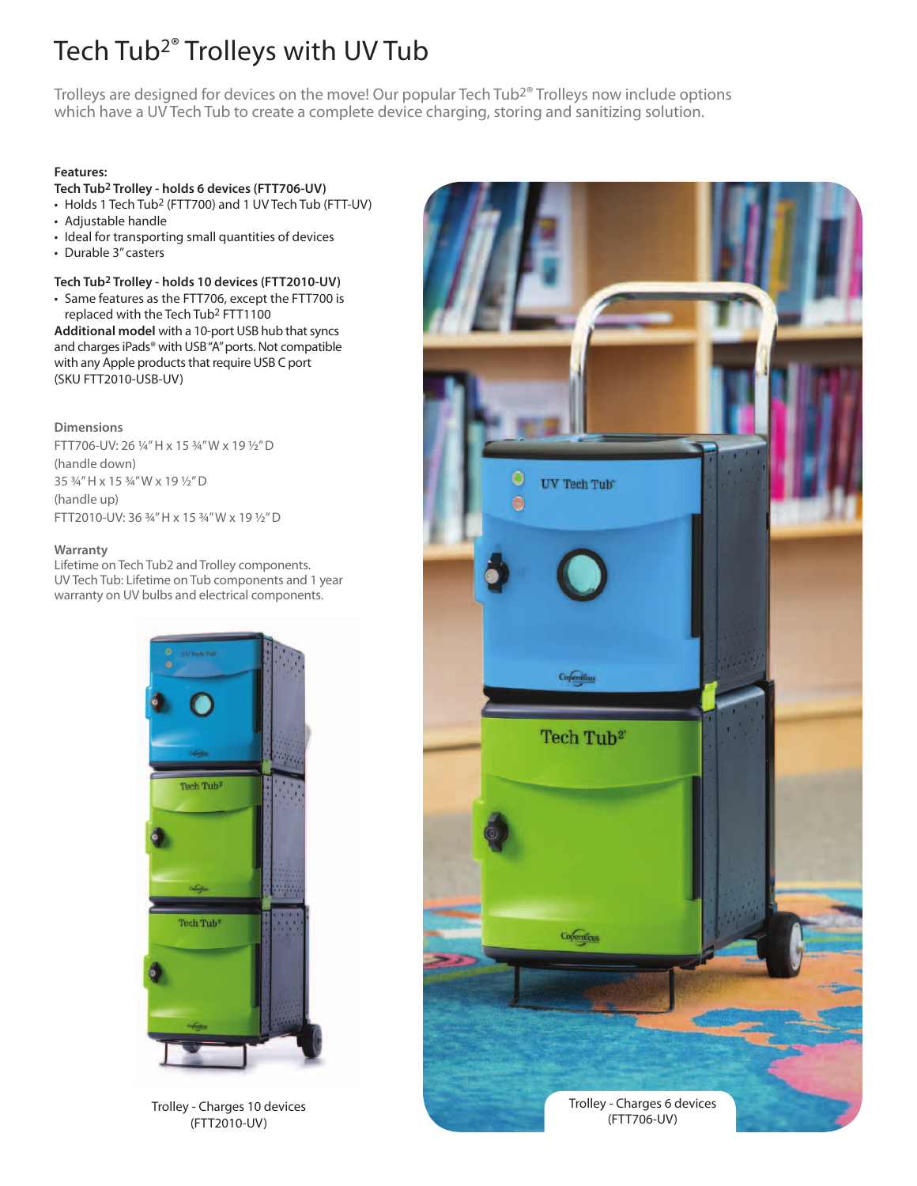# Tech Tub²® Trolleys with UV Tub

Trolleys are designed for devices on the move! Our popular Tech Tub²® Trolleys now include options which have a UV Tech Tub to create a complete device charging, storing and sanitizing solution.

**Features:**

**Tech Tub² Trolley - holds 6 devices (FTT706-UV)**

- Holds 1 Tech Tub² (FTT700) and 1 UV Tech Tub (FTT-UV)
- Adjustable handle
- Ideal for transporting small quantities of devices
- Durable 3" casters

**Tech Tub² Trolley - holds 10 devices (FTT2010-UV)**

- Same features as the FTT706, except the FTT700 is replaced with the Tech Tub² FTT1100

**Additional model** with a 10-port USB hub that syncs and charges iPads® with USB "A" ports. Not compatible with any Apple products that require USB C port (SKU FTT2010-USB-UV)

**Dimensions**

FTT706-UV: 26 ¼" H x 15 ¾" W x 19 ½" D (handle down)
35 ¾" H x 15 ¾" W x 19 ½" D (handle up)
FTT2010-UV: 36 ¾" H x 15 ¾" W x 19 ½" D

**Warranty**

Lifetime on Tech Tub2 and Trolley components.
UV Tech Tub: Lifetime on Tub components and 1 year warranty on UV bulbs and electrical components.

Trolley - Charges 10 devices (FTT2010-UV)

Trolley - Charges 6 devices (FTT706-UV)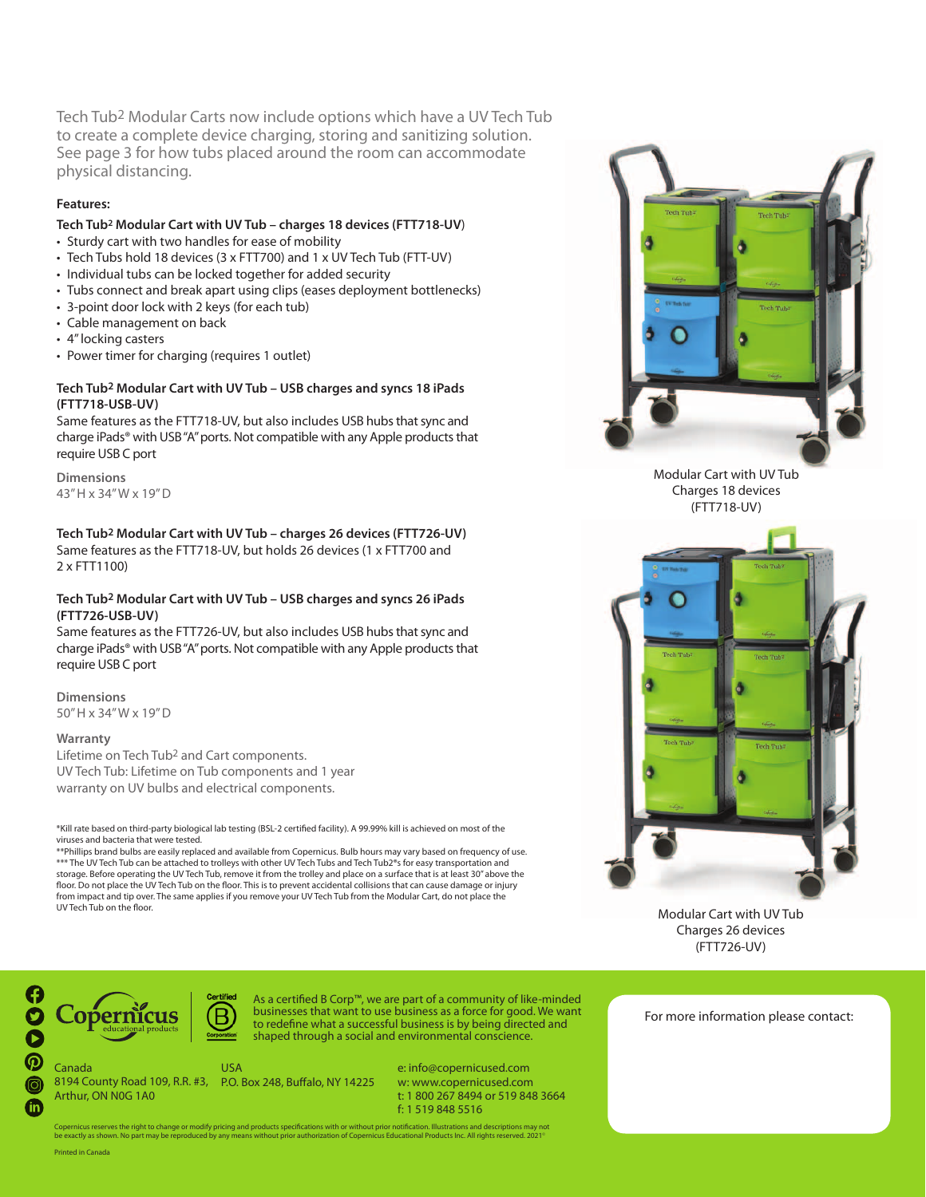Tech Tub2 Modular Carts now include options which have a UV Tech Tub to create a complete device charging, storing and sanitizing solution. See page 3 for how tubs placed around the room can accommodate physical distancing.

**Features:**

**Tech Tub² Modular Cart with UV Tub – charges 18 devices (FTT718-UV)**

- Sturdy cart with two handles for ease of mobility
- Tech Tubs hold 18 devices (3 x FTT700) and 1 x UV Tech Tub (FTT-UV)
- Individual tubs can be locked together for added security
- Tubs connect and break apart using clips (eases deployment bottlenecks)
- 3-point door lock with 2 keys (for each tub)
- Cable management on back
- 4" locking casters
- Power timer for charging (requires 1 outlet)

**Tech Tub² Modular Cart with UV Tub – USB charges and syncs 18 iPads (FTT718-USB-UV)**

Same features as the FTT718-UV, but also includes USB hubs that sync and charge iPads® with USB "A" ports. Not compatible with any Apple products that require USB C port

**Dimensions**
43" H x 34" W x 19" D

**Tech Tub² Modular Cart with UV Tub – charges 26 devices (FTT726-UV)**

Same features as the FTT718-UV, but holds 26 devices (1 x FTT700 and 2 x FTT1100)

**Tech Tub² Modular Cart with UV Tub – USB charges and syncs 26 iPads (FTT726-USB-UV)**

Same features as the FTT726-UV, but also includes USB hubs that sync and charge iPads® with USB "A" ports. Not compatible with any Apple products that require USB C port

**Dimensions**
50" H x 34" W x 19" D

**Warranty**
Lifetime on Tech Tub2 and Cart components.
UV Tech Tub: Lifetime on Tub components and 1 year warranty on UV bulbs and electrical components.

*Kill rate based on third-party biological lab testing (BSL-2 certified facility). A 99.99% kill is achieved on most of the viruses and bacteria that were tested.
**Phillips brand bulbs are easily replaced and available from Copernicus. Bulb hours may vary based on frequency of use.
*** The UV Tech Tub can be attached to trolleys with other UV Tech Tubs and Tech Tub2®s for easy transportation and storage. Before operating the UV Tech Tub, remove it from the trolley and place on a surface that is at least 30" above the floor. Do not place the UV Tech Tub on the floor. This is to prevent accidental collisions that can cause damage or injury from impact and tip over. The same applies if you remove your UV Tech Tub from the Modular Cart, do not place the UV Tech Tub on the floor.

Modular Cart with UV Tub
Charges 18 devices
(FTT718-UV)

Modular Cart with UV Tub
Charges 26 devices
(FTT726-UV)

Copernicus educational products

Certified B Corporation

As a certified B Corp™, we are part of a community of like-minded businesses that want to use business as a force for good. We want to redefine what a successful business is by being directed and shaped through a social and environmental conscience.

For more information please contact:

Canada
8194 County Road 109, R.R. #3,
Arthur, ON N0G 1A0

USA
P.O. Box 248, Buffalo, NY 14225

e: info@copernicused.com
w: www.copernicused.com
t: 1 800 267 8494 or 519 848 3664
f: 1 519 848 5516

Copernicus reserves the right to change or modify pricing and products specifications with or without prior notification. Illustrations and descriptions may not be exactly as shown. No part may be reproduced by any means without prior authorization of Copernicus Educational Products Inc. All rights reserved. 2021©

Printed in Canada